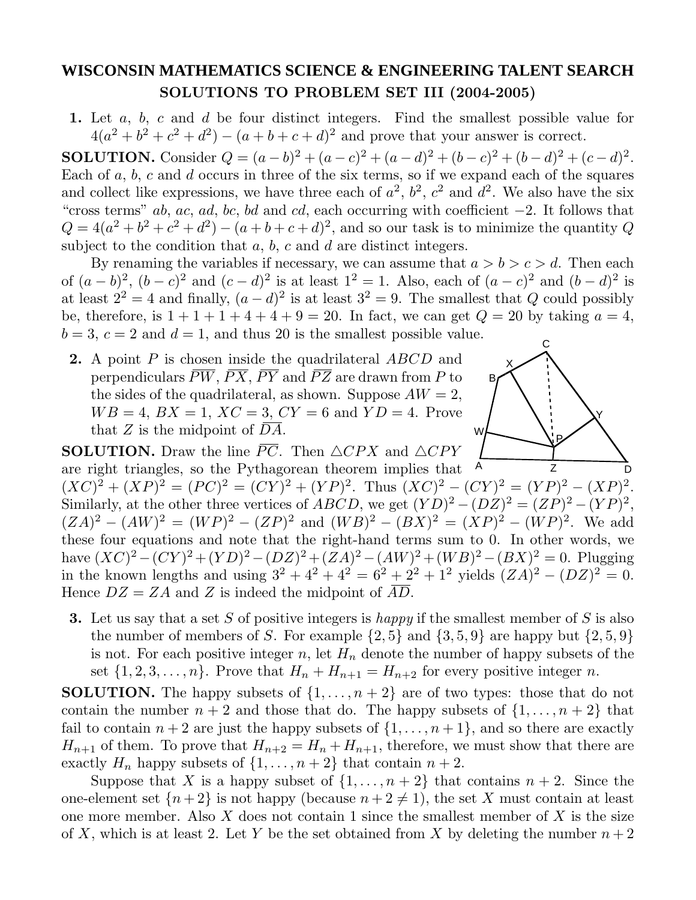# WISCONSIN MATHEMATICS SCIENCE & ENGINEERING TALENT SEARCH
## SOLUTIONS TO PROBLEM SET III (2004-2005)

**1.** Let $a$, $b$, $c$ and $d$ be four distinct integers. Find the smallest possible value for $4(a^2 + b^2 + c^2 + d^2) - (a + b + c + d)^2$ and prove that your answer is correct.

**SOLUTION.** Consider $Q = (a-b)^2 + (a-c)^2 + (a-d)^2 + (b-c)^2 + (b-d)^2 + (c-d)^2$. Each of $a$, $b$, $c$ and $d$ occurs in three of the six terms, so if we expand each of the squares and collect like expressions, we have three each of $a^2$, $b^2$, $c^2$ and $d^2$. We also have the six "cross terms" $ab$, $ac$, $ad$, $bc$, $bd$ and $cd$, each occurring with coefficient $-2$. It follows that $Q = 4(a^2 + b^2 + c^2 + d^2) - (a + b + c + d)^2$, and so our task is to minimize the quantity $Q$ subject to the condition that $a$, $b$, $c$ and $d$ are distinct integers.

By renaming the variables if necessary, we can assume that $a > b > c > d$. Then each of $(a-b)^2$, $(b-c)^2$ and $(c-d)^2$ is at least $1^2 = 1$. Also, each of $(a-c)^2$ and $(b-d)^2$ is at least $2^2 = 4$ and finally, $(a-d)^2$ is at least $3^2 = 9$. The smallest that $Q$ could possibly be, therefore, is $1 + 1 + 1 + 4 + 4 + 9 = 20$. In fact, we can get $Q = 20$ by taking $a = 4$, $b = 3$, $c = 2$ and $d = 1$, and thus 20 is the smallest possible value.

**2.** A point $P$ is chosen inside the quadrilateral $ABCD$ and perpendiculars $\overline{PW}$, $\overline{PX}$, $\overline{PY}$ and $\overline{PZ}$ are drawn from $P$ to the sides of the quadrilateral, as shown. Suppose $AW = 2$, $WB = 4$, $BX = 1$, $XC = 3$, $CY = 6$ and $YD = 4$. Prove that $Z$ is the midpoint of $\overline{DA}$.

**SOLUTION.** Draw the line $\overline{PC}$. Then $\triangle CPX$ and $\triangle CPY$ are right triangles, so the Pythagorean theorem implies that $(XC)^2 + (XP)^2 = (PC)^2 = (CY)^2 + (YP)^2$. Thus $(XC)^2 - (CY)^2 = (YP)^2 - (XP)^2$. Similarly, at the other three vertices of $ABCD$, we get $(YD)^2 - (DZ)^2 = (ZP)^2 - (YP)^2$, $(ZA)^2 - (AW)^2 = (WP)^2 - (ZP)^2$ and $(WB)^2 - (BX)^2 = (XP)^2 - (WP)^2$. We add these four equations and note that the right-hand terms sum to 0. In other words, we have $(XC)^2 - (CY)^2 + (YD)^2 - (DZ)^2 + (ZA)^2 - (AW)^2 + (WB)^2 - (BX)^2 = 0$. Plugging in the known lengths and using $3^2 + 4^2 + 4^2 = 6^2 + 2^2 + 1^2$ yields $(ZA)^2 - (DZ)^2 = 0$. Hence $DZ = ZA$ and $Z$ is indeed the midpoint of $\overline{AD}$.

**3.** Let us say that a set $S$ of positive integers is *happy* if the smallest member of $S$ is also the number of members of $S$. For example $\{2, 5\}$ and $\{3, 5, 9\}$ are happy but $\{2, 5, 9\}$ is not. For each positive integer $n$, let $H_n$ denote the number of happy subsets of the set $\{1, 2, 3, \ldots, n\}$. Prove that $H_n + H_{n+1} = H_{n+2}$ for every positive integer $n$.

**SOLUTION.** The happy subsets of $\{1, \ldots, n+2\}$ are of two types: those that do not contain the number $n+2$ and those that do. The happy subsets of $\{1, \ldots, n+2\}$ that fail to contain $n+2$ are just the happy subsets of $\{1, \ldots, n+1\}$, and so there are exactly $H_{n+1}$ of them. To prove that $H_{n+2} = H_n + H_{n+1}$, therefore, we must show that there are exactly $H_n$ happy subsets of $\{1, \ldots, n+2\}$ that contain $n+2$.

Suppose that $X$ is a happy subset of $\{1, \ldots, n+2\}$ that contains $n+2$. Since the one-element set $\{n+2\}$ is not happy (because $n+2 \neq 1$), the set $X$ must contain at least one more member. Also $X$ does not contain 1 since the smallest member of $X$ is the size of $X$, which is at least 2. Let $Y$ be the set obtained from $X$ by deleting the number $n+2$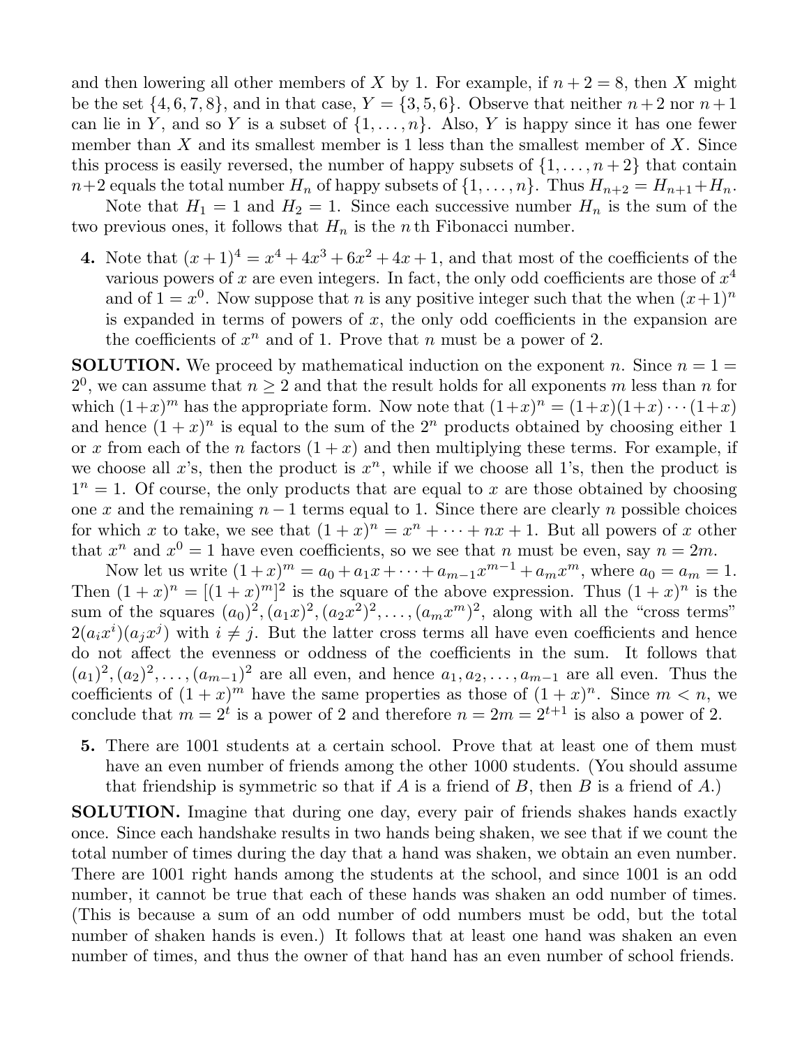and then lowering all other members of $X$ by 1. For example, if $n+2=8$, then $X$ might be the set $\{4,6,7,8\}$, and in that case, $Y=\{3,5,6\}$. Observe that neither $n+2$ nor $n+1$ can lie in $Y$, and so $Y$ is a subset of $\{1,\ldots,n\}$. Also, $Y$ is happy since it has one fewer member than $X$ and its smallest member is 1 less than the smallest member of $X$. Since this process is easily reversed, the number of happy subsets of $\{1,\ldots,n+2\}$ that contain $n+2$ equals the total number $H_n$ of happy subsets of $\{1,\ldots,n\}$. Thus $H_{n+2}=H_{n+1}+H_n$.

Note that $H_1=1$ and $H_2=1$. Since each successive number $H_n$ is the sum of the two previous ones, it follows that $H_n$ is the $n$th Fibonacci number.

**4.** Note that $(x+1)^4 = x^4+4x^3+6x^2+4x+1$, and that most of the coefficients of the various powers of $x$ are even integers. In fact, the only odd coefficients are those of $x^4$ and of $1=x^0$. Now suppose that $n$ is any positive integer such that the when $(x+1)^n$ is expanded in terms of powers of $x$, the only odd coefficients in the expansion are the coefficients of $x^n$ and of 1. Prove that $n$ must be a power of 2.

**SOLUTION.** We proceed by mathematical induction on the exponent $n$. Since $n=1=2^0$, we can assume that $n\geq 2$ and that the result holds for all exponents $m$ less than $n$ for which $(1+x)^m$ has the appropriate form. Now note that $(1+x)^n=(1+x)(1+x)\cdots(1+x)$ and hence $(1+x)^n$ is equal to the sum of the $2^n$ products obtained by choosing either 1 or $x$ from each of the $n$ factors $(1+x)$ and then multiplying these terms. For example, if we choose all $x$'s, then the product is $x^n$, while if we choose all 1's, then the product is $1^n=1$. Of course, the only products that are equal to $x$ are those obtained by choosing one $x$ and the remaining $n-1$ terms equal to 1. Since there are clearly $n$ possible choices for which $x$ to take, we see that $(1+x)^n = x^n+\cdots+nx+1$. But all powers of $x$ other that $x^n$ and $x^0=1$ have even coefficients, so we see that $n$ must be even, say $n=2m$.

Now let us write $(1+x)^m = a_0+a_1x+\cdots+a_{m-1}x^{m-1}+a_mx^m$, where $a_0=a_m=1$. Then $(1+x)^n=[(1+x)^m]^2$ is the square of the above expression. Thus $(1+x)^n$ is the sum of the squares $(a_0)^2, (a_1x)^2, (a_2x^2)^2, \ldots, (a_mx^m)^2$, along with all the "cross terms" $2(a_ix^i)(a_jx^j)$ with $i\neq j$. But the latter cross terms all have even coefficients and hence do not affect the evenness or oddness of the coefficients in the sum. It follows that $(a_1)^2, (a_2)^2, \ldots, (a_{m-1})^2$ are all even, and hence $a_1, a_2, \ldots, a_{m-1}$ are all even. Thus the coefficients of $(1+x)^m$ have the same properties as those of $(1+x)^n$. Since $m<n$, we conclude that $m=2^t$ is a power of 2 and therefore $n=2m=2^{t+1}$ is also a power of 2.

**5.** There are 1001 students at a certain school. Prove that at least one of them must have an even number of friends among the other 1000 students. (You should assume that friendship is symmetric so that if $A$ is a friend of $B$, then $B$ is a friend of $A$.)

**SOLUTION.** Imagine that during one day, every pair of friends shakes hands exactly once. Since each handshake results in two hands being shaken, we see that if we count the total number of times during the day that a hand was shaken, we obtain an even number. There are 1001 right hands among the students at the school, and since 1001 is an odd number, it cannot be true that each of these hands was shaken an odd number of times. (This is because a sum of an odd number of odd numbers must be odd, but the total number of shaken hands is even.) It follows that at least one hand was shaken an even number of times, and thus the owner of that hand has an even number of school friends.